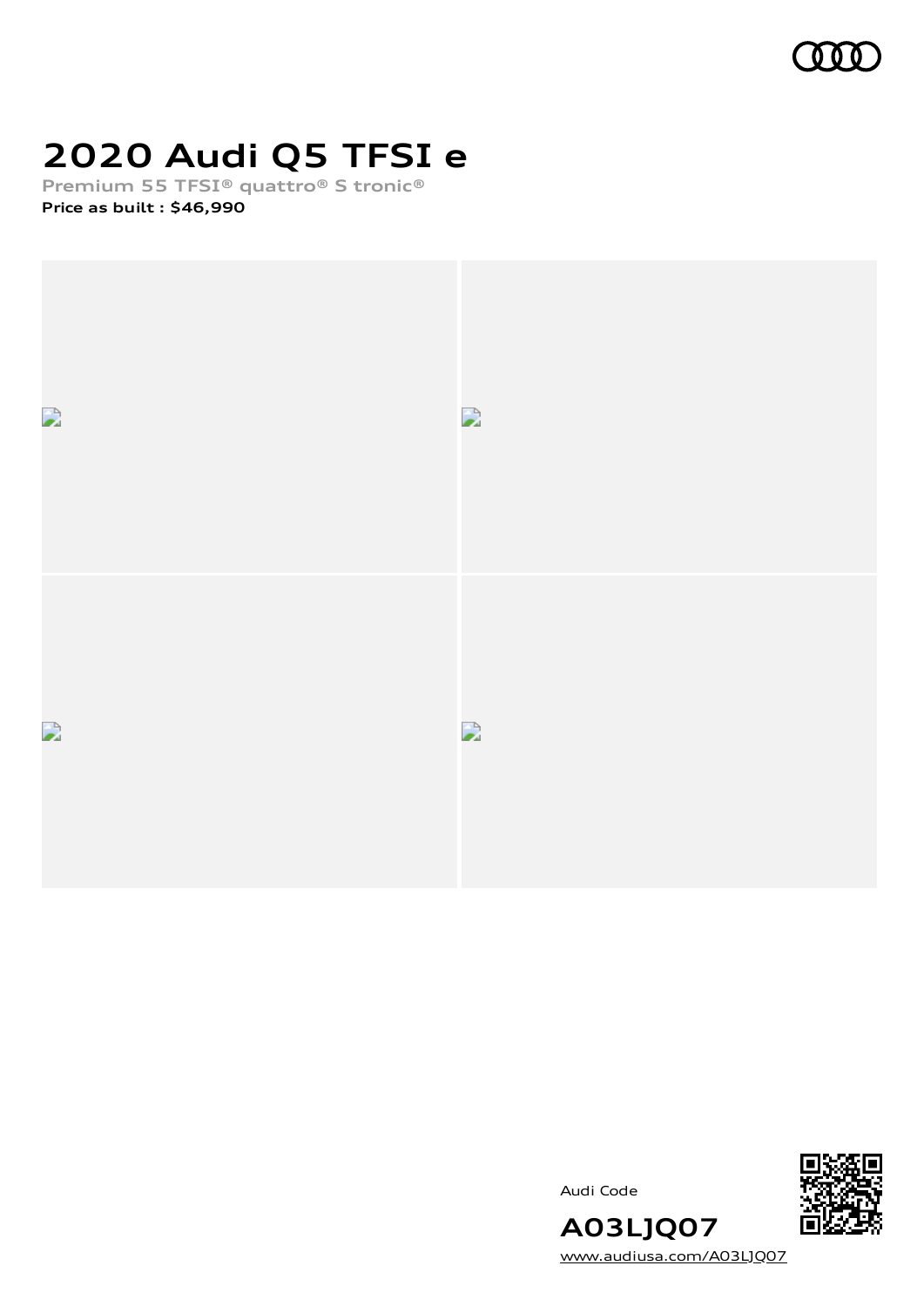# 2020 Audi Q5 TFSI e

**Premium 55 TFSI® quattro® S tronic®**

**Price as built : $46,990**

Audi Code

**A03LJQ07**

www.audiusa.com/A03LJQ07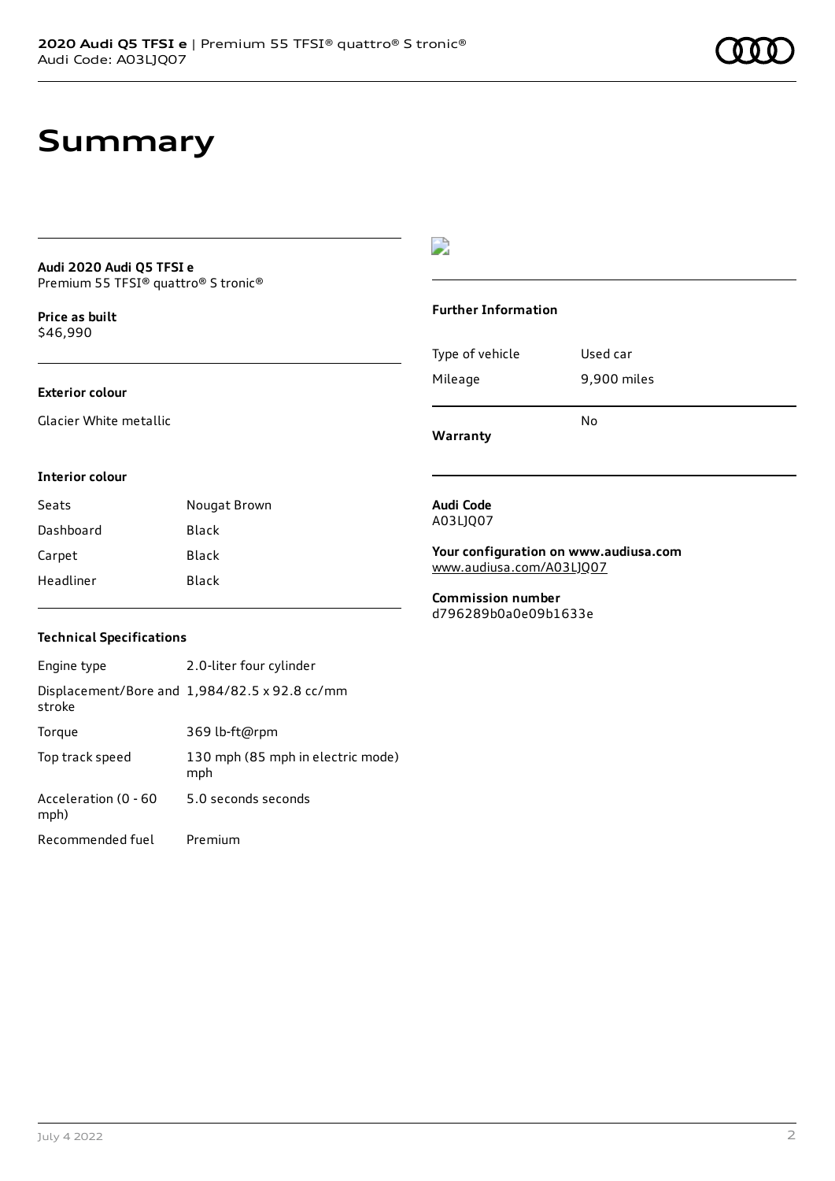# Summary

**Audi 2020 Audi Q5 TFSI e**
Premium 55 TFSI® quattro® S tronic®

**Price as built**
$46,990

### Exterior colour

Glacier White metallic

### Interior colour

| | |
|---|---|
| Seats | Nougat Brown |
| Dashboard | Black |
| Carpet | Black |
| Headliner | Black |

### Technical Specifications

| | |
|---|---|
| Engine type | 2.0-liter four cylinder |
| Displacement/Bore and stroke | 1,984/82.5 x 92.8 cc/mm |
| Torque | 369 lb-ft@rpm |
| Top track speed | 130 mph (85 mph in electric mode) mph |
| Acceleration (0 - 60 mph) | 5.0 seconds seconds |
| Recommended fuel | Premium |

### Further Information

| | |
|---|---|
| Type of vehicle | Used car |
| Mileage | 9,900 miles |
| **Warranty** | No |

**Audi Code**
A03LJQ07

**Your configuration on www.audiusa.com**
www.audiusa.com/A03LJQ07

**Commission number**
d796289b0a0e09b1633e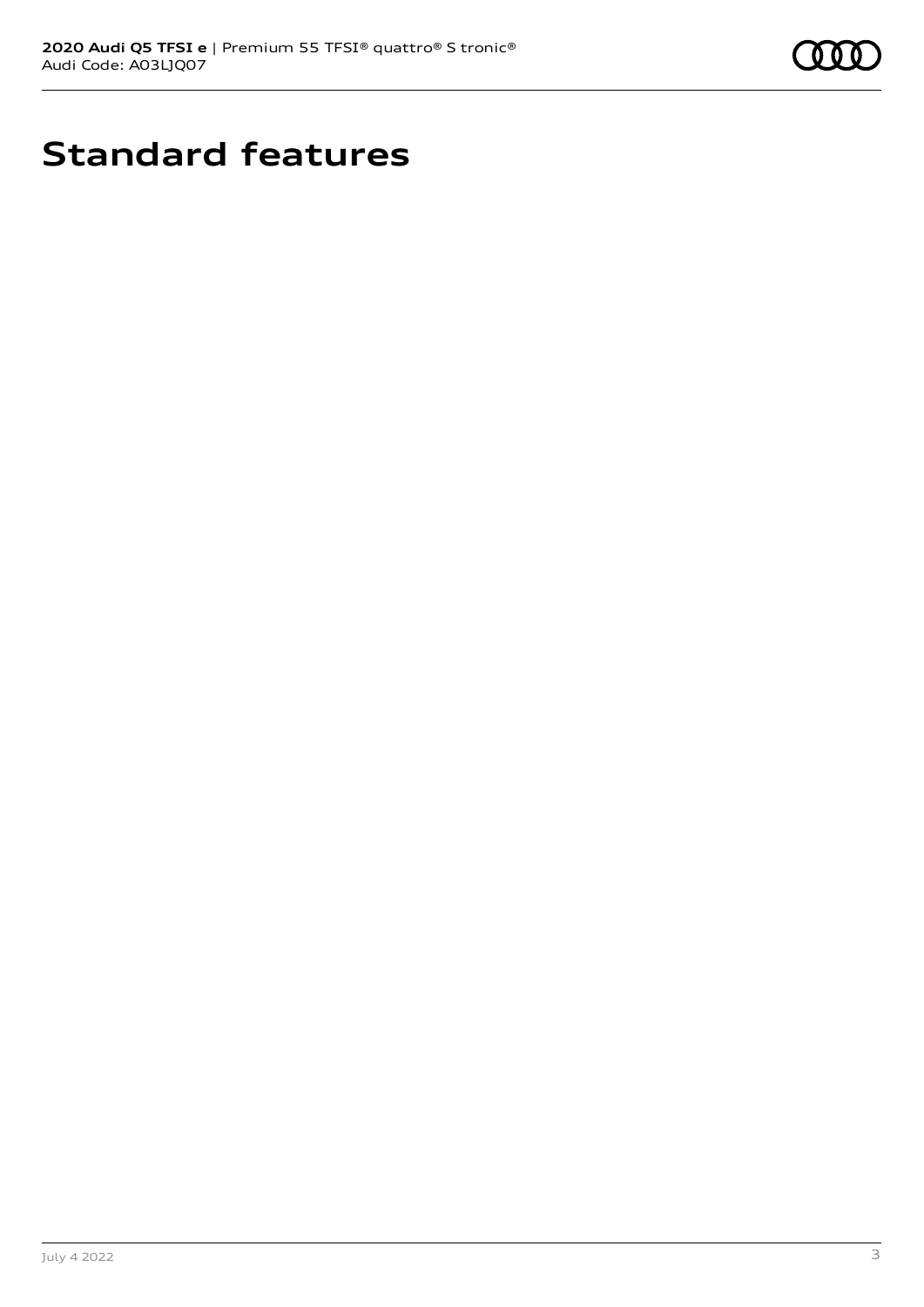# Standard features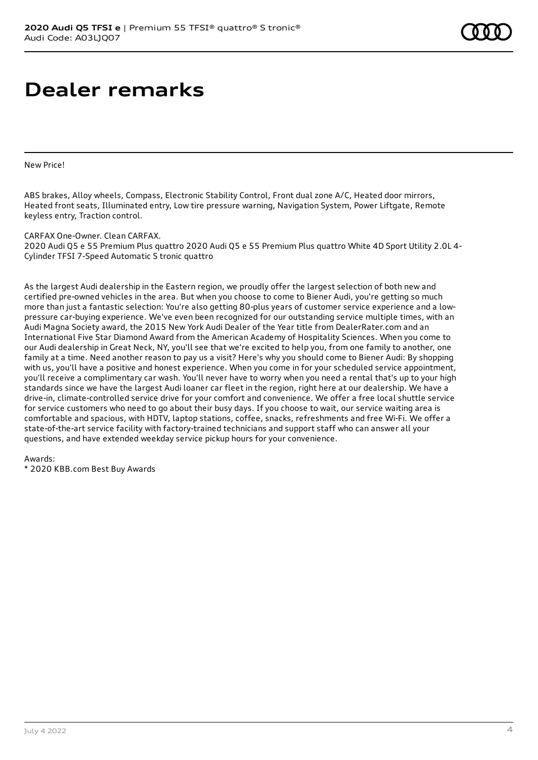# Dealer remarks

New Price!

ABS brakes, Alloy wheels, Compass, Electronic Stability Control, Front dual zone A/C, Heated door mirrors, Heated front seats, Illuminated entry, Low tire pressure warning, Navigation System, Power Liftgate, Remote keyless entry, Traction control.

CARFAX One-Owner. Clean CARFAX.
2020 Audi Q5 e 55 Premium Plus quattro 2020 Audi Q5 e 55 Premium Plus quattro White 4D Sport Utility 2.0L 4-Cylinder TFSI 7-Speed Automatic S tronic quattro

As the largest Audi dealership in the Eastern region, we proudly offer the largest selection of both new and certified pre-owned vehicles in the area. But when you choose to come to Biener Audi, you're getting so much more than just a fantastic selection: You're also getting 80-plus years of customer service experience and a low-pressure car-buying experience. We've even been recognized for our outstanding service multiple times, with an Audi Magna Society award, the 2015 New York Audi Dealer of the Year title from DealerRater.com and an International Five Star Diamond Award from the American Academy of Hospitality Sciences. When you come to our Audi dealership in Great Neck, NY, you'll see that we're excited to help you, from one family to another, one family at a time. Need another reason to pay us a visit? Here's why you should come to Biener Audi: By shopping with us, you'll have a positive and honest experience. When you come in for your scheduled service appointment, you'll receive a complimentary car wash. You'll never have to worry when you need a rental that's up to your high standards since we have the largest Audi loaner car fleet in the region, right here at our dealership. We have a drive-in, climate-controlled service drive for your comfort and convenience. We offer a free local shuttle service for service customers who need to go about their busy days. If you choose to wait, our service waiting area is comfortable and spacious, with HDTV, laptop stations, coffee, snacks, refreshments and free Wi-Fi. We offer a state-of-the-art service facility with factory-trained technicians and support staff who can answer all your questions, and have extended weekday service pickup hours for your convenience.

Awards:
* 2020 KBB.com Best Buy Awards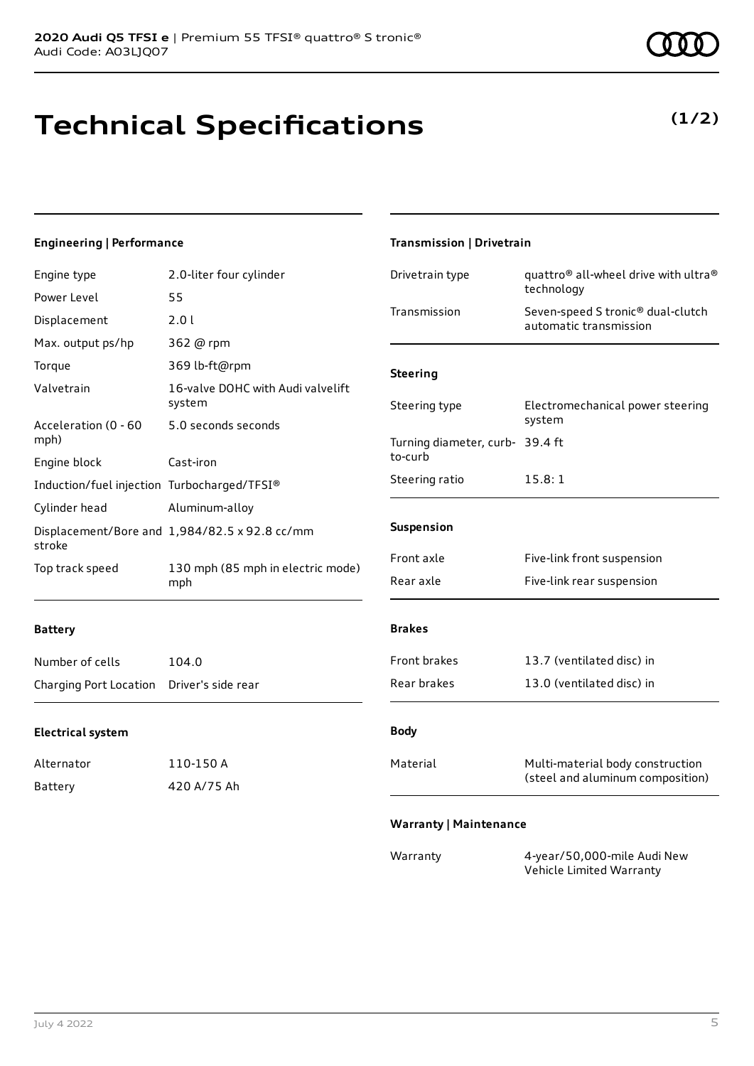**2020 Audi Q5 TFSI e** | Premium 55 TFSI® quattro® S tronic®
Audi Code: A03LJQ07

# Technical Specifications

**(1/2)**

### Engineering | Performance

| | |
|---|---|
| Engine type | 2.0-liter four cylinder |
| Power Level | 55 |
| Displacement | 2.0 l |
| Max. output ps/hp | 362 @ rpm |
| Torque | 369 lb-ft@rpm |
| Valvetrain | 16-valve DOHC with Audi valvelift system |
| Acceleration (0 - 60 mph) | 5.0 seconds seconds |
| Engine block | Cast-iron |
| Induction/fuel injection | Turbocharged/TFSI® |
| Cylinder head | Aluminum-alloy |
| Displacement/Bore and stroke | 1,984/82.5 x 92.8 cc/mm |
| Top track speed | 130 mph (85 mph in electric mode) mph |

### Battery

| | |
|---|---|
| Number of cells | 104.0 |
| Charging Port Location | Driver's side rear |

### Electrical system

| | |
|---|---|
| Alternator | 110-150 A |
| Battery | 420 A/75 Ah |

### Transmission | Drivetrain

| | |
|---|---|
| Drivetrain type | quattro® all-wheel drive with ultra® technology |
| Transmission | Seven-speed S tronic® dual-clutch automatic transmission |

### Steering

| | |
|---|---|
| Steering type | Electromechanical power steering system |
| Turning diameter, curb-to-curb | 39.4 ft |
| Steering ratio | 15.8: 1 |

### Suspension

| | |
|---|---|
| Front axle | Five-link front suspension |
| Rear axle | Five-link rear suspension |

### Brakes

| | |
|---|---|
| Front brakes | 13.7 (ventilated disc) in |
| Rear brakes | 13.0 (ventilated disc) in |

### Body

| | |
|---|---|
| Material | Multi-material body construction (steel and aluminum composition) |

### Warranty | Maintenance

| | |
|---|---|
| Warranty | 4-year/50,000-mile Audi New Vehicle Limited Warranty |

July 4 2022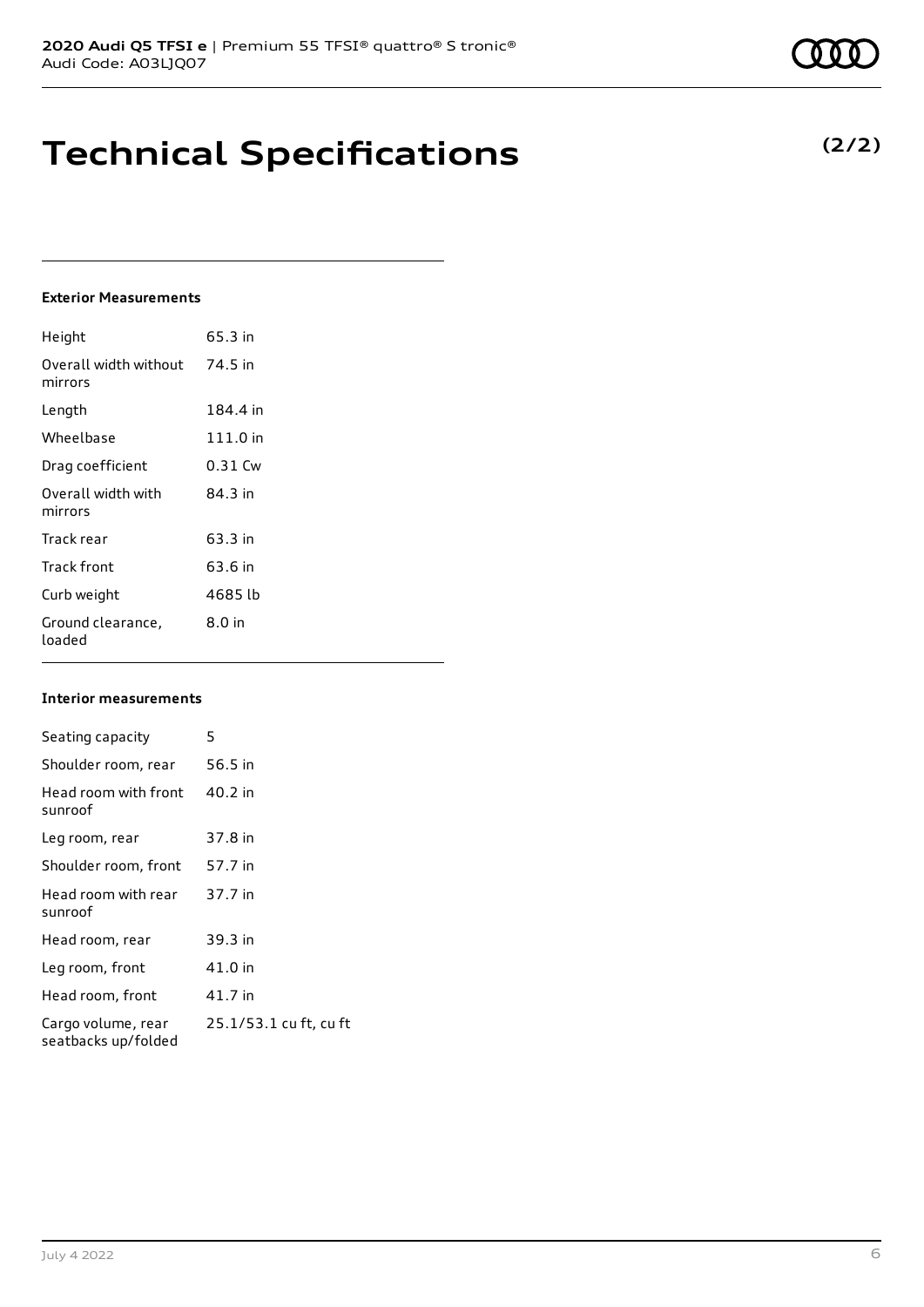# Technical Specifications

**(2/2)**

#### Exterior Measurements

| | |
|---|---|
| Height | 65.3 in |
| Overall width without mirrors | 74.5 in |
| Length | 184.4 in |
| Wheelbase | 111.0 in |
| Drag coefficient | 0.31 Cw |
| Overall width with mirrors | 84.3 in |
| Track rear | 63.3 in |
| Track front | 63.6 in |
| Curb weight | 4685 lb |
| Ground clearance, loaded | 8.0 in |

#### Interior measurements

| | |
|---|---|
| Seating capacity | 5 |
| Shoulder room, rear | 56.5 in |
| Head room with front sunroof | 40.2 in |
| Leg room, rear | 37.8 in |
| Shoulder room, front | 57.7 in |
| Head room with rear sunroof | 37.7 in |
| Head room, rear | 39.3 in |
| Leg room, front | 41.0 in |
| Head room, front | 41.7 in |
| Cargo volume, rear seatbacks up/folded | 25.1/53.1 cu ft, cu ft |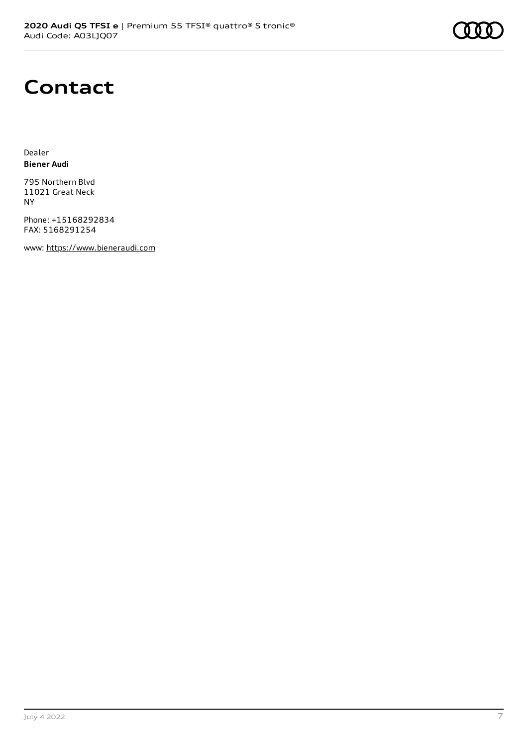# Contact

Dealer
**Biener Audi**

795 Northern Blvd
11021 Great Neck
NY

Phone: +15168292834
FAX: 5168291254

www: https://www.bieneraudi.com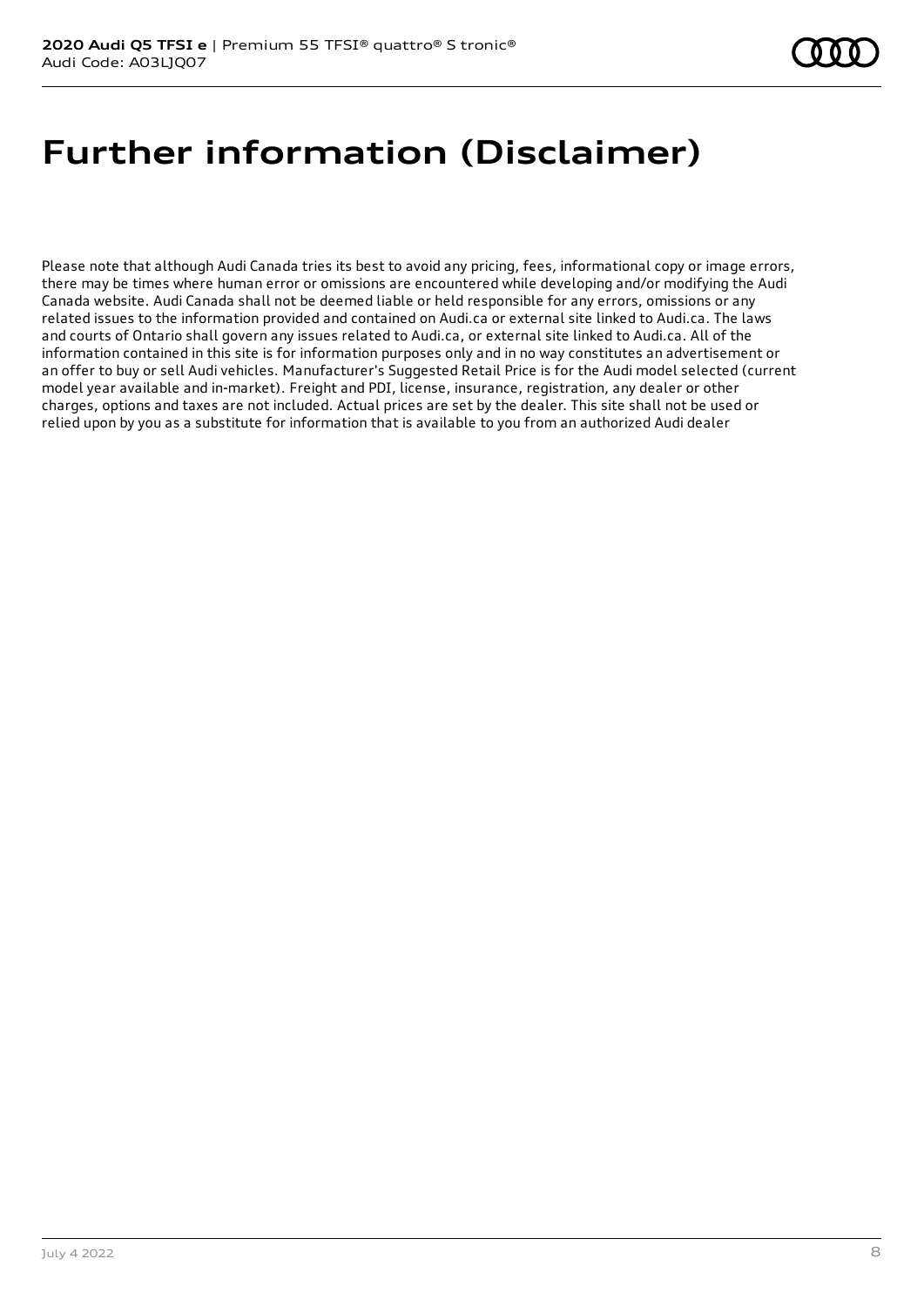# Further information (Disclaimer)

Please note that although Audi Canada tries its best to avoid any pricing, fees, informational copy or image errors, there may be times where human error or omissions are encountered while developing and/or modifying the Audi Canada website. Audi Canada shall not be deemed liable or held responsible for any errors, omissions or any related issues to the information provided and contained on Audi.ca or external site linked to Audi.ca. The laws and courts of Ontario shall govern any issues related to Audi.ca, or external site linked to Audi.ca. All of the information contained in this site is for information purposes only and in no way constitutes an advertisement or an offer to buy or sell Audi vehicles. Manufacturer's Suggested Retail Price is for the Audi model selected (current model year available and in-market). Freight and PDI, license, insurance, registration, any dealer or other charges, options and taxes are not included. Actual prices are set by the dealer. This site shall not be used or relied upon by you as a substitute for information that is available to you from an authorized Audi dealer